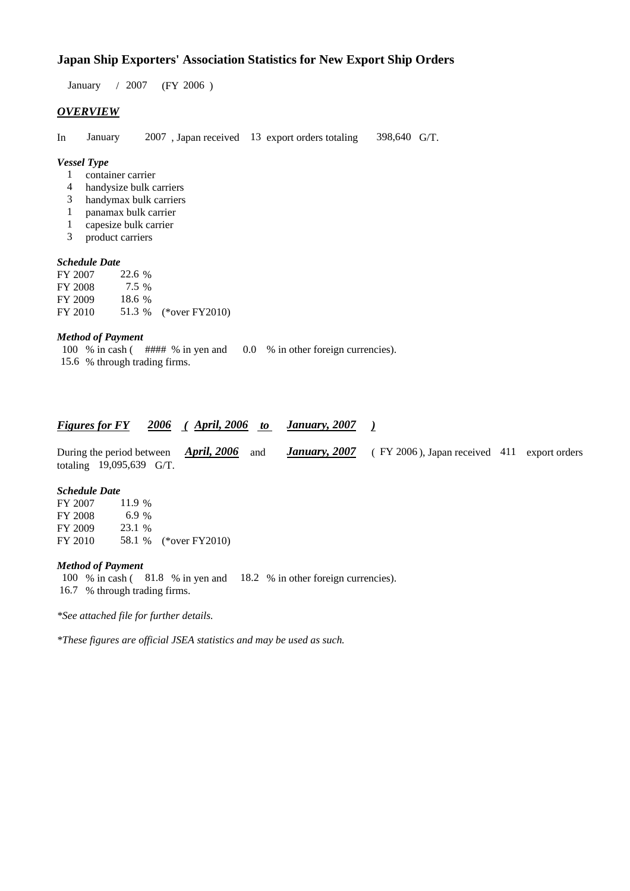# Japan Ship Exporters' Association Statistics for New Export Ship Orders

January / 2007 (FY 2006 )

## *OVERVIEW*

In January 2007 , Japan received 13 export orders totaling 398,640 G/T.

### *Vessel Type*

- 1 container carrier
- 4 handysize bulk carriers
- 3 handymax bulk carriers
- 1 panamax bulk carrier
- 1 capesize bulk carrier
- 3 product carriers

### *Schedule Date*

| | | |
|---|---|---|
| FY 2007 | 22.6 % | |
| FY 2008 | 7.5 % | |
| FY 2009 | 18.6 % | |
| FY 2010 | 51.3 % | (*over FY2010) |

### *Method of Payment*

100 % in cash ( #### % in yen and 0.0 % in other foreign currencies).
15.6 % through trading firms.

## *Figures for FY 2006 ( April, 2006 to January, 2007 )*

During the period between ***April, 2006*** and ***January, 2007*** ( FY 2006 ), Japan received 411 export orders totaling 19,095,639 G/T.

### *Schedule Date*

| | | |
|---|---|---|
| FY 2007 | 11.9 % | |
| FY 2008 | 6.9 % | |
| FY 2009 | 23.1 % | |
| FY 2010 | 58.1 % | (*over FY2010) |

### *Method of Payment*

100 % in cash ( 81.8 % in yen and 18.2 % in other foreign currencies).
16.7 % through trading firms.

**See attached file for further details.*

**These figures are official JSEA statistics and may be used as such.*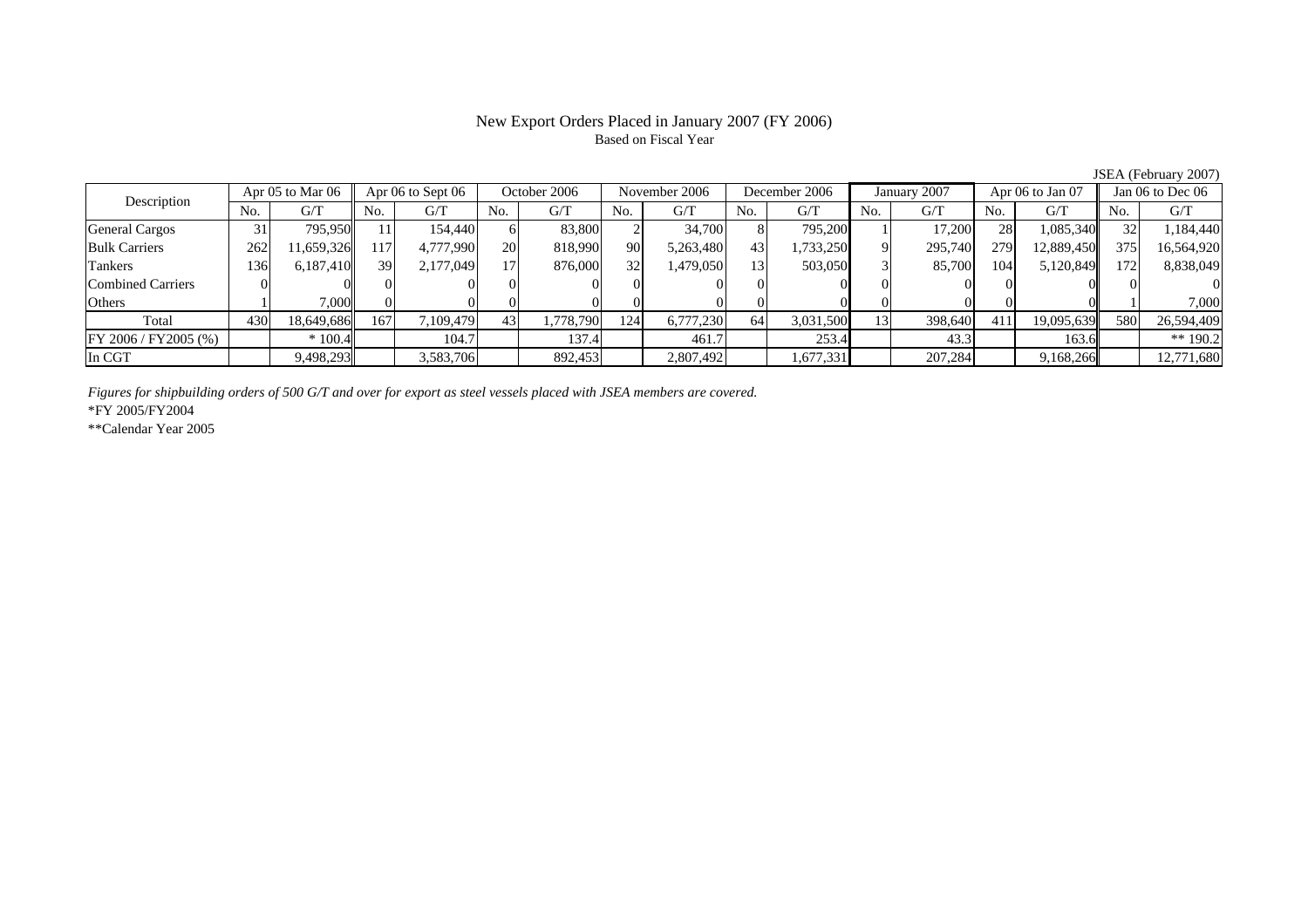New Export Orders Placed in January 2007 (FY 2006)
Based on Fiscal Year

JSEA (February 2007)

| Description | Apr 05 to Mar 06 | | Apr 06 to Sept 06 | | October 2006 | | November 2006 | | December 2006 | | January 2007 | | Apr 06 to Jan 07 | | Jan 06 to Dec 06 | |
|---|---|---|---|---|---|---|---|---|---|---|---|---|---|---|---|---|
| | No. | G/T | No. | G/T | No. | G/T | No. | G/T | No. | G/T | No. | G/T | No. | G/T | No. | G/T |
| General Cargos | 31 | 795,950 | 11 | 154,440 | 6 | 83,800 | 2 | 34,700 | 8 | 795,200 | 1 | 17,200 | 28 | 1,085,340 | 32 | 1,184,440 |
| Bulk Carriers | 262 | 11,659,326 | 117 | 4,777,990 | 20 | 818,990 | 90 | 5,263,480 | 43 | 1,733,250 | 9 | 295,740 | 279 | 12,889,450 | 375 | 16,564,920 |
| Tankers | 136 | 6,187,410 | 39 | 2,177,049 | 17 | 876,000 | 32 | 1,479,050 | 13 | 503,050 | 3 | 85,700 | 104 | 5,120,849 | 172 | 8,838,049 |
| Combined Carriers | 0 | 0 | 0 | 0 | 0 | 0 | 0 | 0 | 0 | 0 | 0 | 0 | 0 | 0 | 0 | 0 |
| Others | 1 | 7,000 | 0 | 0 | 0 | 0 | 0 | 0 | 0 | 0 | 0 | 0 | 0 | 0 | 1 | 7,000 |
| Total | 430 | 18,649,686 | 167 | 7,109,479 | 43 | 1,778,790 | 124 | 6,777,230 | 64 | 3,031,500 | 13 | 398,640 | 411 | 19,095,639 | 580 | 26,594,409 |
| FY 2006 / FY2005 (%) | | * 100.4 | | 104.7 | | 137.4 | | 461.7 | | 253.4 | | 43.3 | | 163.6 | | ** 190.2 |
| In CGT | | 9,498,293 | | 3,583,706 | | 892,453 | | 2,807,492 | | 1,677,331 | | 207,284 | | 9,168,266 | | 12,771,680 |

*Figures for shipbuilding orders of 500 G/T and over for export as steel vessels placed with JSEA members are covered.*

*FY 2005/FY2004

**Calendar Year 2005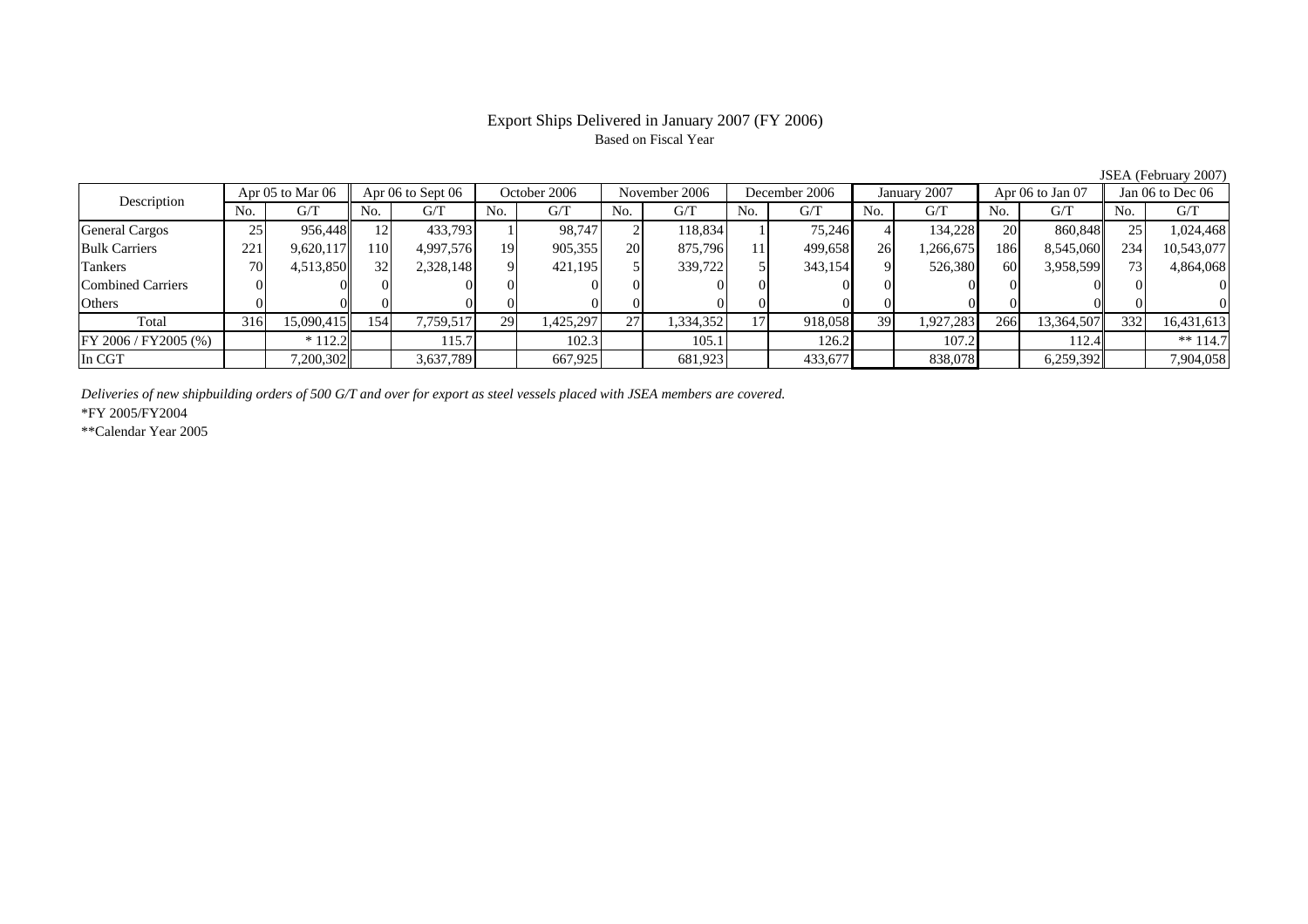# Export Ships Delivered in January 2007 (FY 2006)

Based on Fiscal Year

JSEA (February 2007)

| Description | Apr 05 to Mar 06 | | Apr 06 to Sept 06 | | October 2006 | | November 2006 | | December 2006 | | January 2007 | | Apr 06 to Jan 07 | | Jan 06 to Dec 06 | |
|---|---|---|---|---|---|---|---|---|---|---|---|---|---|---|---|---|
| | No. | G/T | No. | G/T | No. | G/T | No. | G/T | No. | G/T | No. | G/T | No. | G/T | No. | G/T |
| General Cargos | 25 | 956,448 | 12 | 433,793 | 1 | 98,747 | 2 | 118,834 | 1 | 75,246 | 4 | 134,228 | 20 | 860,848 | 25 | 1,024,468 |
| Bulk Carriers | 221 | 9,620,117 | 110 | 4,997,576 | 19 | 905,355 | 20 | 875,796 | 11 | 499,658 | 26 | 1,266,675 | 186 | 8,545,060 | 234 | 10,543,077 |
| Tankers | 70 | 4,513,850 | 32 | 2,328,148 | 9 | 421,195 | 5 | 339,722 | 5 | 343,154 | 9 | 526,380 | 60 | 3,958,599 | 73 | 4,864,068 |
| Combined Carriers | 0 | 0 | 0 | 0 | 0 | 0 | 0 | 0 | 0 | 0 | 0 | 0 | 0 | 0 | 0 | 0 |
| Others | 0 | 0 | 0 | 0 | 0 | 0 | 0 | 0 | 0 | 0 | 0 | 0 | 0 | 0 | 0 | 0 |
| Total | 316 | 15,090,415 | 154 | 7,759,517 | 29 | 1,425,297 | 27 | 1,334,352 | 17 | 918,058 | 39 | 1,927,283 | 266 | 13,364,507 | 332 | 16,431,613 |
| FY 2006 / FY2005 (%) | | * 112.2 | | 115.7 | | 102.3 | | 105.1 | | 126.2 | | 107.2 | | 112.4 | | ** 114.7 |
| In CGT | | 7,200,302 | | 3,637,789 | | 667,925 | | 681,923 | | 433,677 | | 838,078 | | 6,259,392 | | 7,904,058 |

*Deliveries of new shipbuilding orders of 500 G/T and over for export as steel vessels placed with JSEA members are covered.*

*FY 2005/FY2004

**Calendar Year 2005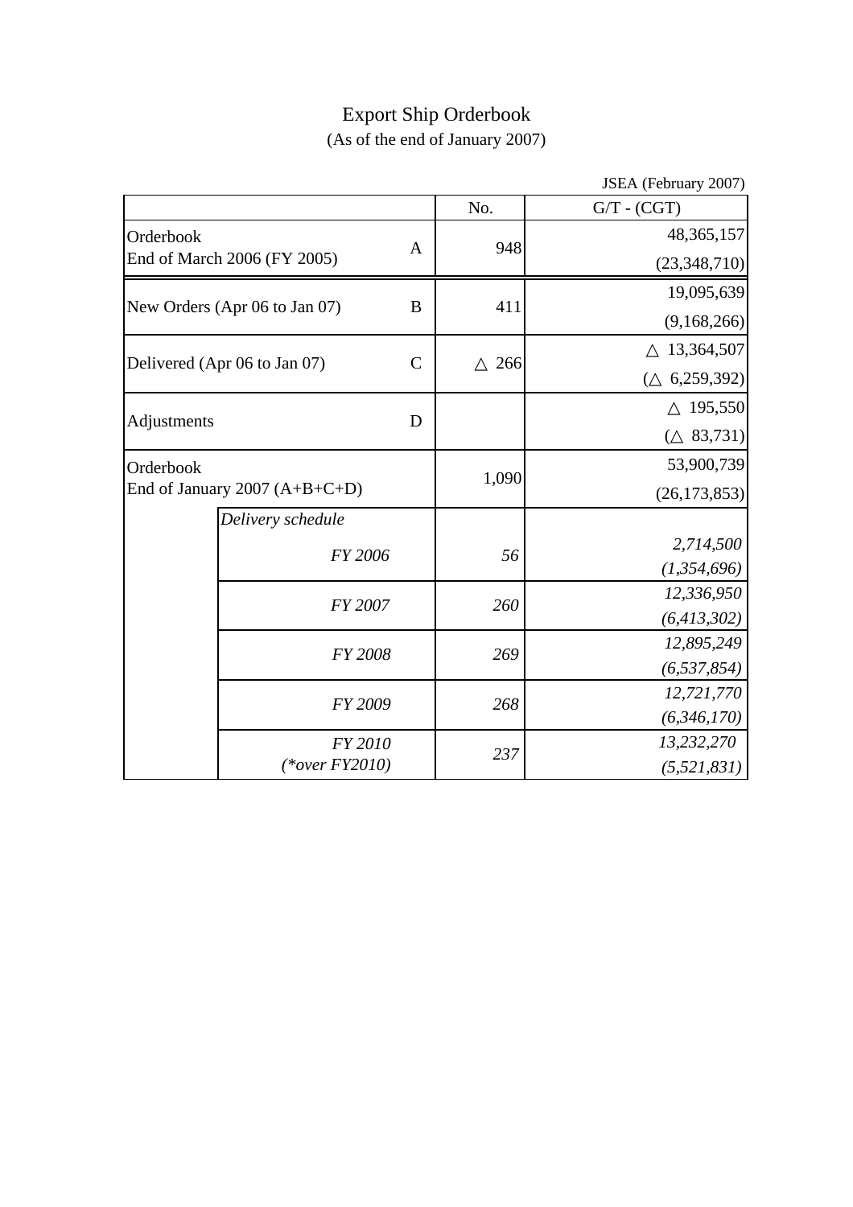# Export Ship Orderbook

(As of the end of January 2007)

JSEA (February 2007)

| | | | No. | G/T - (CGT) |
|---|---|---|---|---|
| Orderbook<br>End of March 2006 (FY 2005) | | A | 948 | 48,365,157<br>(23,348,710) |
| New Orders (Apr 06 to Jan 07) | | B | 411 | 19,095,639<br>(9,168,266) |
| Delivered (Apr 06 to Jan 07) | | C | △ 266 | △ 13,364,507<br>(△ 6,259,392) |
| Adjustments | | D | | △ 195,550<br>(△ 83,731) |
| Orderbook<br>End of January 2007 (A+B+C+D) | | | 1,090 | 53,900,739<br>(26,173,853) |
| | *Delivery schedule*<br>*FY 2006* | | *56* | *2,714,500*<br>*(1,354,696)* |
| | *FY 2007* | | *260* | *12,336,950*<br>*(6,413,302)* |
| | *FY 2008* | | *269* | *12,895,249*<br>*(6,537,854)* |
| | *FY 2009* | | *268* | *12,721,770*<br>*(6,346,170)* |
| | *FY 2010*<br>*(*over FY2010)* | | *237* | *13,232,270*<br>*(5,521,831)* |